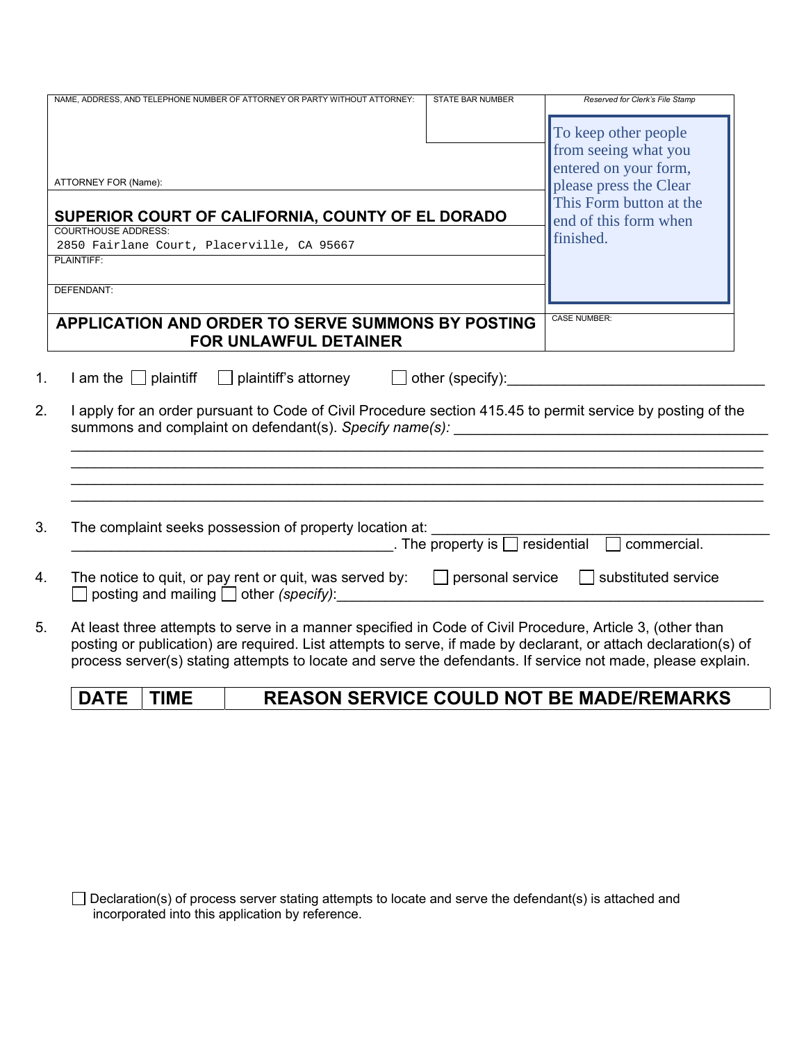| NAME, ADDRESS, AND TELEPHONE NUMBER OF ATTORNEY OR PARTY WITHOUT ATTORNEY: | STATE BAR NUMBER | Reserved for Clerk's File Stamp |
|---|---|---|
| ATTORNEY FOR (Name): | | To keep other people from seeing what you entered on your form, please press the Clear This Form button at the end of this form when finished. |
| **SUPERIOR COURT OF CALIFORNIA, COUNTY OF EL DORADO** | | |
| COURTHOUSE ADDRESS: 2850 Fairlane Court, Placerville, CA 95667 | | |
| PLAINTIFF: | | |
| DEFENDANT: | | |
| **APPLICATION AND ORDER TO SERVE SUMMONS BY POSTING FOR UNLAWFUL DETAINER** | | CASE NUMBER: |

1. I am the ☐ plaintiff ☐ plaintiff's attorney ☐ other (specify):________________________________

2. I apply for an order pursuant to Code of Civil Procedure section 415.45 to permit service by posting of the summons and complaint on defendant(s). *Specify name(s):* ________________________________________
_____________________________________________________________________________________
_____________________________________________________________________________________
_____________________________________________________________________________________
_____________________________________________________________________________________

3. The complaint seeks possession of property location at: ________________________________________
________________________________________. The property is ☐ residential ☐ commercial.

4. The notice to quit, or pay rent or quit, was served by: ☐ personal service ☐ substituted service
☐ posting and mailing ☐ other *(specify)*:_____________________________________________________

5. At least three attempts to serve in a manner specified in Code of Civil Procedure, Article 3, (other than posting or publication) are required. List attempts to serve, if made by declarant, or attach declaration(s) of process server(s) stating attempts to locate and serve the defendants. If service not made, please explain.

| DATE | TIME | REASON SERVICE COULD NOT BE MADE/REMARKS |
|---|---|---|
| | | |

☐ Declaration(s) of process server stating attempts to locate and serve the defendant(s) is attached and incorporated into this application by reference.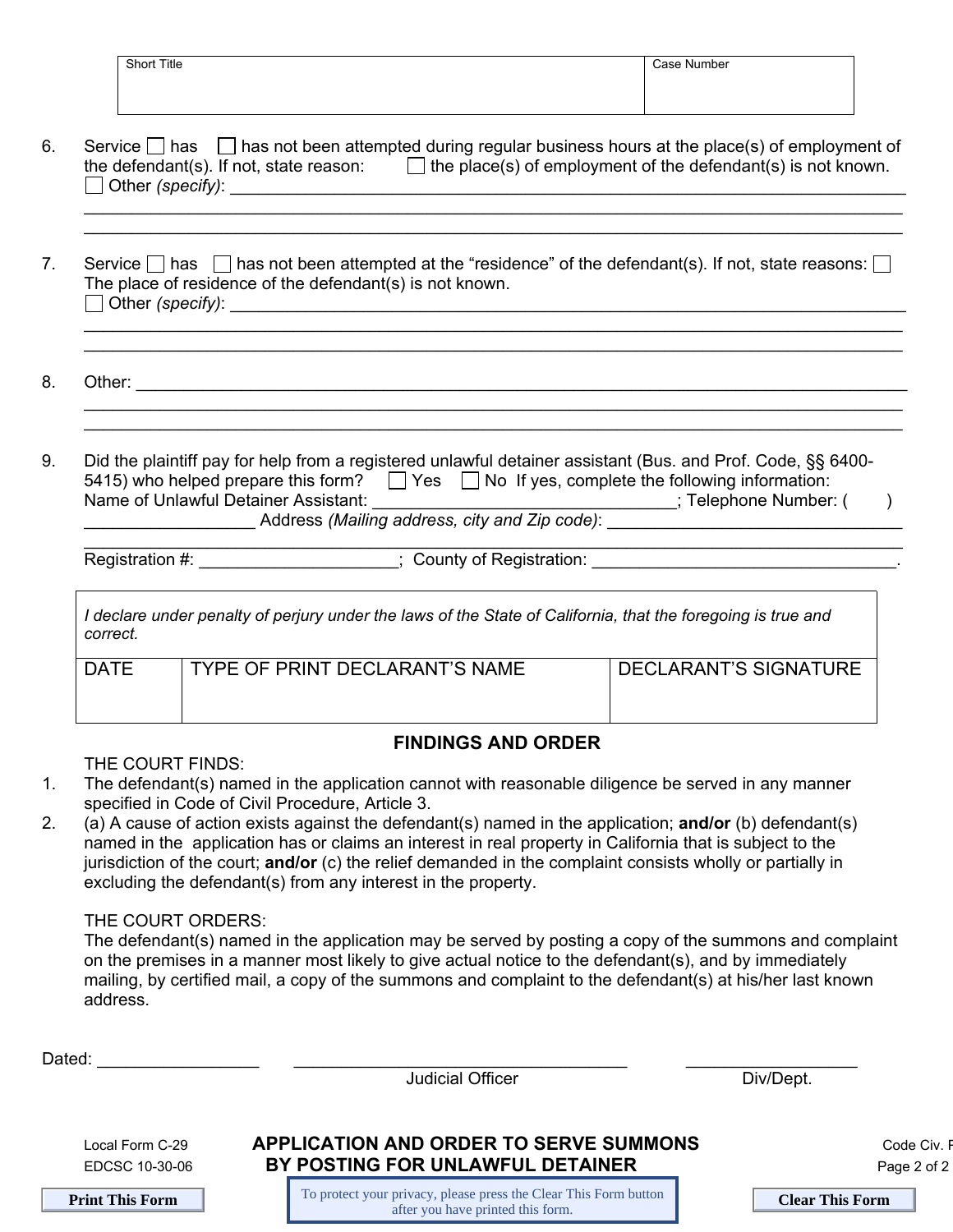| Short Title | Case Number |
| --- | --- |
| | |

6. Service ☐ has ☐ has not been attempted during regular business hours at the place(s) of employment of the defendant(s). If not, state reason: ☐ the place(s) of employment of the defendant(s) is not known.
☐ Other *(specify)*: ______________________________________________________________________
______________________________________________________________________________
______________________________________________________________________________

7. Service ☐ has ☐ has not been attempted at the "residence" of the defendant(s). If not, state reasons: ☐ The place of residence of the defendant(s) is not known.
☐ Other *(specify)*: ______________________________________________________________________
______________________________________________________________________________
______________________________________________________________________________

8. Other: ______________________________________________________________________________
______________________________________________________________________________
______________________________________________________________________________

9. Did the plaintiff pay for help from a registered unlawful detainer assistant (Bus. and Prof. Code, §§ 6400-5415) who helped prepare this form? ☐ Yes ☐ No If yes, complete the following information:
Name of Unlawful Detainer Assistant: _______________________________; Telephone Number: ( )
________________ Address *(Mailing address, city and Zip code)*: _______________________________
______________________________________________________________________________
Registration #: ____________________; County of Registration: _______________________________.

*I declare under penalty of perjury under the laws of the State of California, that the foregoing is true and correct.*

| DATE | TYPE OF PRINT DECLARANT'S NAME | DECLARANT'S SIGNATURE |
| --- | --- | --- |
| | | |

## FINDINGS AND ORDER

THE COURT FINDS:

1. The defendant(s) named in the application cannot with reasonable diligence be served in any manner specified in Code of Civil Procedure, Article 3.
2. (a) A cause of action exists against the defendant(s) named in the application; **and/or** (b) defendant(s) named in the application has or claims an interest in real property in California that is subject to the jurisdiction of the court; **and/or** (c) the relief demanded in the complaint consists wholly or partially in excluding the defendant(s) from any interest in the property.

THE COURT ORDERS:

The defendant(s) named in the application may be served by posting a copy of the summons and complaint on the premises in a manner most likely to give actual notice to the defendant(s), and by immediately mailing, by certified mail, a copy of the summons and complaint to the defendant(s) at his/her last known address.

Dated: ________________ ___________________________________ _________________
Judicial Officer Div/Dept.

Local Form C-29
EDCSC 10-30-06

**APPLICATION AND ORDER TO SERVE SUMMONS BY POSTING FOR UNLAWFUL DETAINER**

Code Civ. P

Print This Form

To protect your privacy, please press the Clear This Form button after you have printed this form.

Clear This Form